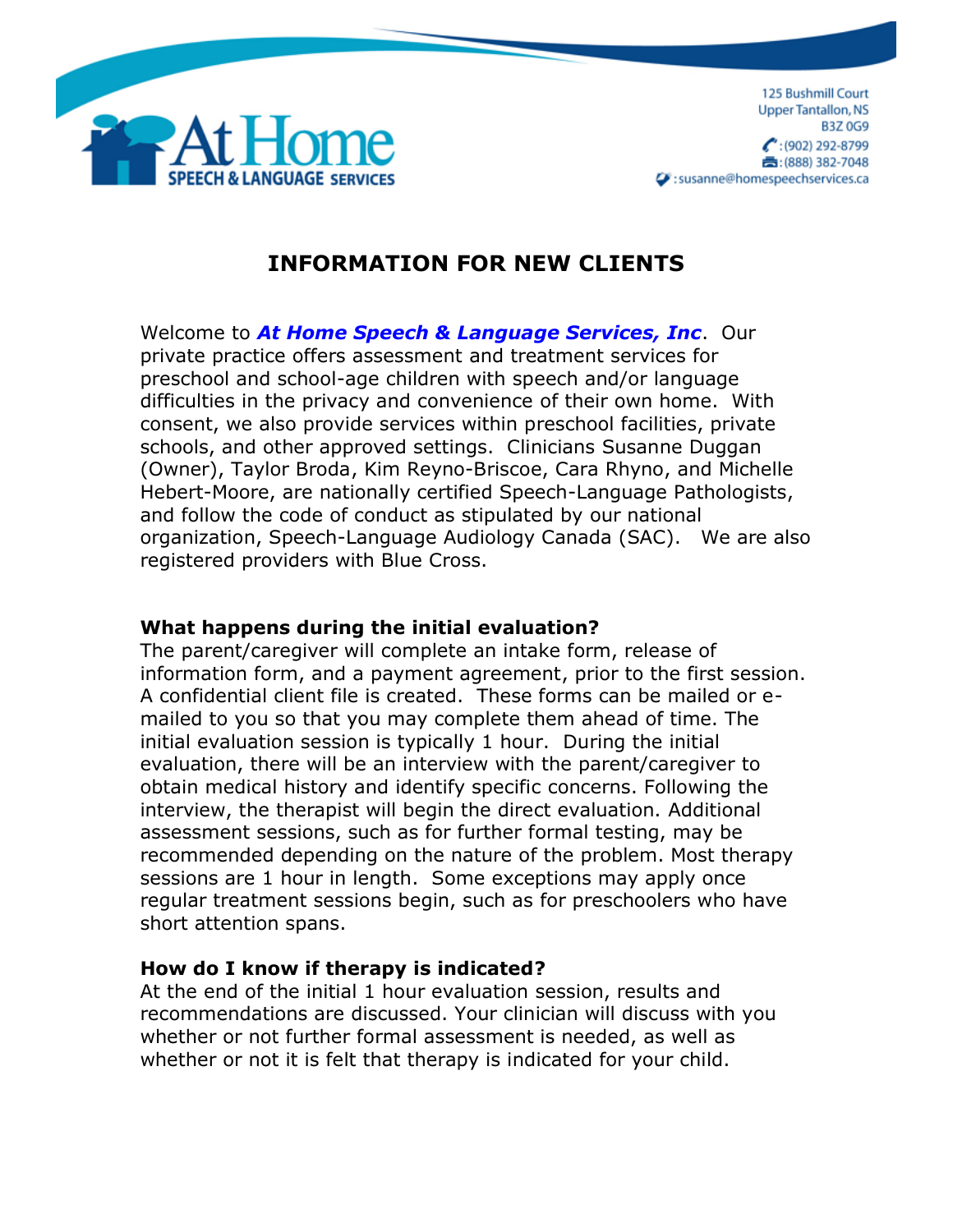At Home
SPEECH & LANGUAGE SERVICES

125 Bushmill Court
Upper Tantallon, NS
B3Z 0G9
:(902) 292-8799
:(888) 382-7048
:susanne@homespeechservices.ca

# INFORMATION FOR NEW CLIENTS

Welcome to ***At Home Speech & Language Services, Inc***. Our private practice offers assessment and treatment services for preschool and school-age children with speech and/or language difficulties in the privacy and convenience of their own home. With consent, we also provide services within preschool facilities, private schools, and other approved settings. Clinicians Susanne Duggan (Owner), Taylor Broda, Kim Reyno-Briscoe, Cara Rhyno, and Michelle Hebert-Moore, are nationally certified Speech-Language Pathologists, and follow the code of conduct as stipulated by our national organization, Speech-Language Audiology Canada (SAC). We are also registered providers with Blue Cross.

**What happens during the initial evaluation?**

The parent/caregiver will complete an intake form, release of information form, and a payment agreement, prior to the first session. A confidential client file is created. These forms can be mailed or e-mailed to you so that you may complete them ahead of time. The initial evaluation session is typically 1 hour. During the initial evaluation, there will be an interview with the parent/caregiver to obtain medical history and identify specific concerns. Following the interview, the therapist will begin the direct evaluation. Additional assessment sessions, such as for further formal testing, may be recommended depending on the nature of the problem. Most therapy sessions are 1 hour in length. Some exceptions may apply once regular treatment sessions begin, such as for preschoolers who have short attention spans.

**How do I know if therapy is indicated?**

At the end of the initial 1 hour evaluation session, results and recommendations are discussed. Your clinician will discuss with you whether or not further formal assessment is needed, as well as whether or not it is felt that therapy is indicated for your child.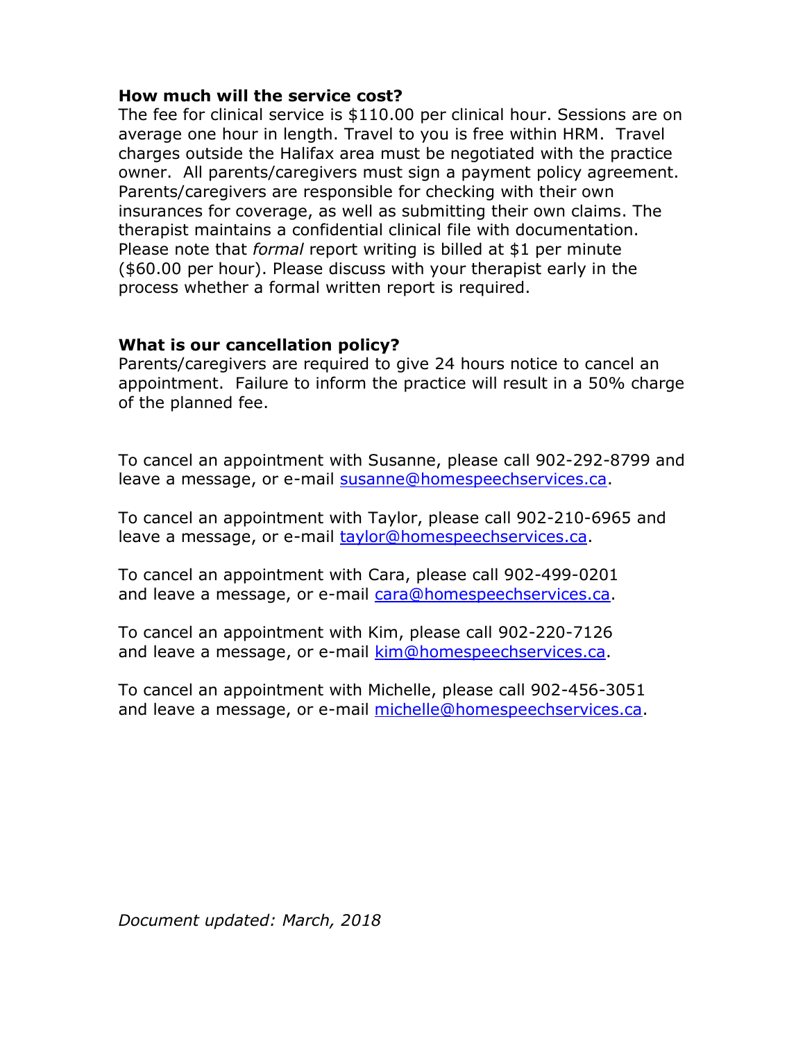**How much will the service cost?**

The fee for clinical service is $110.00 per clinical hour. Sessions are on average one hour in length. Travel to you is free within HRM. Travel charges outside the Halifax area must be negotiated with the practice owner. All parents/caregivers must sign a payment policy agreement. Parents/caregivers are responsible for checking with their own insurances for coverage, as well as submitting their own claims. The therapist maintains a confidential clinical file with documentation. Please note that *formal* report writing is billed at $1 per minute ($60.00 per hour). Please discuss with your therapist early in the process whether a formal written report is required.

**What is our cancellation policy?**

Parents/caregivers are required to give 24 hours notice to cancel an appointment. Failure to inform the practice will result in a 50% charge of the planned fee.

To cancel an appointment with Susanne, please call 902-292-8799 and leave a message, or e-mail susanne@homespeechservices.ca.

To cancel an appointment with Taylor, please call 902-210-6965 and leave a message, or e-mail taylor@homespeechservices.ca.

To cancel an appointment with Cara, please call 902-499-0201 and leave a message, or e-mail cara@homespeechservices.ca.

To cancel an appointment with Kim, please call 902-220-7126 and leave a message, or e-mail kim@homespeechservices.ca.

To cancel an appointment with Michelle, please call 902-456-3051 and leave a message, or e-mail michelle@homespeechservices.ca.

*Document updated: March, 2018*